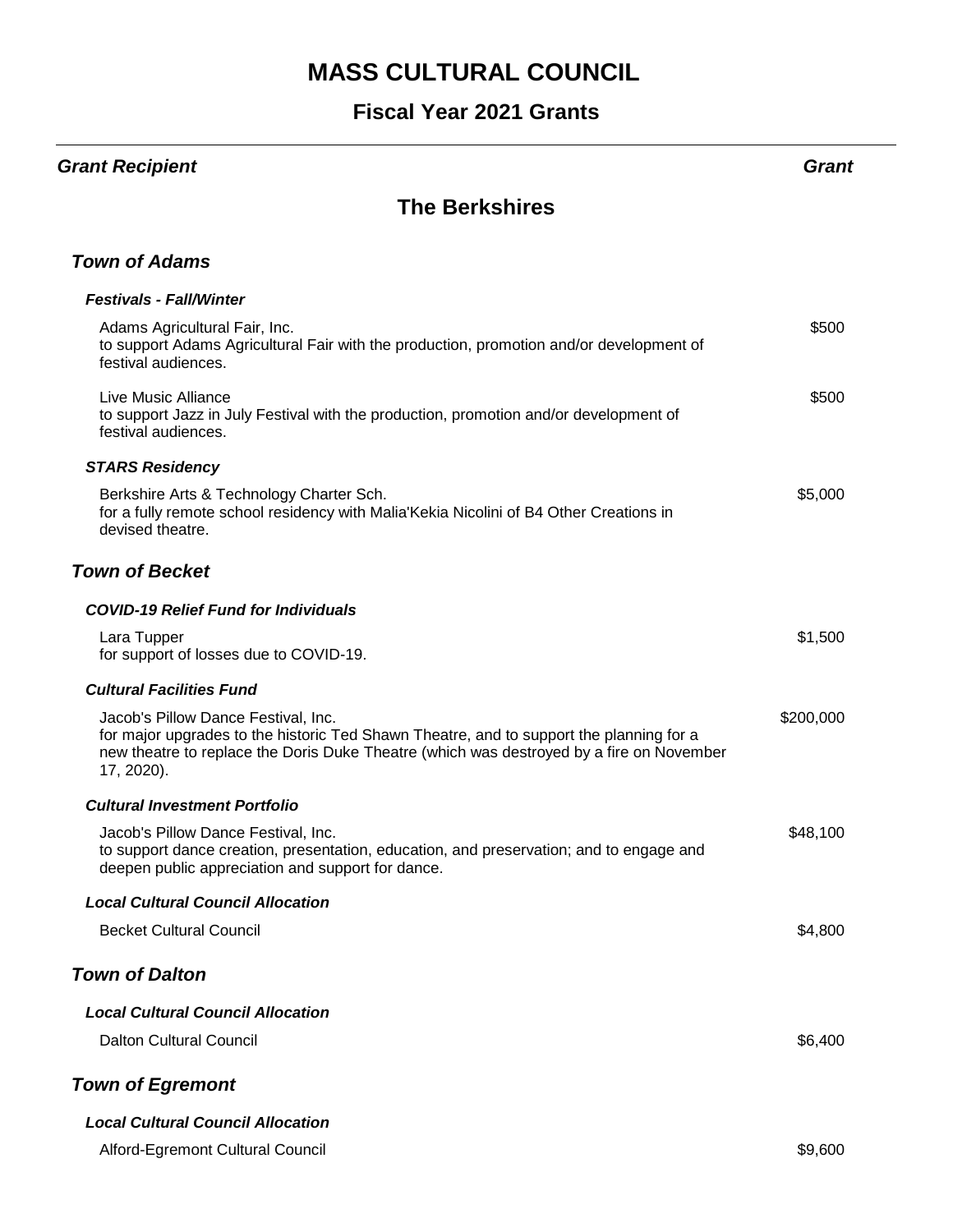# MASS CULTURAL COUNCIL

## Fiscal Year 2021 Grants

***Grant Recipient*** — ***Grant***

## The Berkshires

### *Town of Adams*

#### *Festivals - Fall/Winter*

Adams Agricultural Fair, Inc. — $500
to support Adams Agricultural Fair with the production, promotion and/or development of festival audiences.

Live Music Alliance — $500
to support Jazz in July Festival with the production, promotion and/or development of festival audiences.

#### *STARS Residency*

Berkshire Arts & Technology Charter Sch. — $5,000
for a fully remote school residency with Malia'Kekia Nicolini of B4 Other Creations in devised theatre.

### *Town of Becket*

#### *COVID-19 Relief Fund for Individuals*

Lara Tupper — $1,500
for support of losses due to COVID-19.

#### *Cultural Facilities Fund*

Jacob's Pillow Dance Festival, Inc. — $200,000
for major upgrades to the historic Ted Shawn Theatre, and to support the planning for a new theatre to replace the Doris Duke Theatre (which was destroyed by a fire on November 17, 2020).

#### *Cultural Investment Portfolio*

Jacob's Pillow Dance Festival, Inc. — $48,100
to support dance creation, presentation, education, and preservation; and to engage and deepen public appreciation and support for dance.

#### *Local Cultural Council Allocation*

Becket Cultural Council — $4,800

### *Town of Dalton*

#### *Local Cultural Council Allocation*

Dalton Cultural Council — $6,400

### *Town of Egremont*

#### *Local Cultural Council Allocation*

Alford-Egremont Cultural Council — $9,600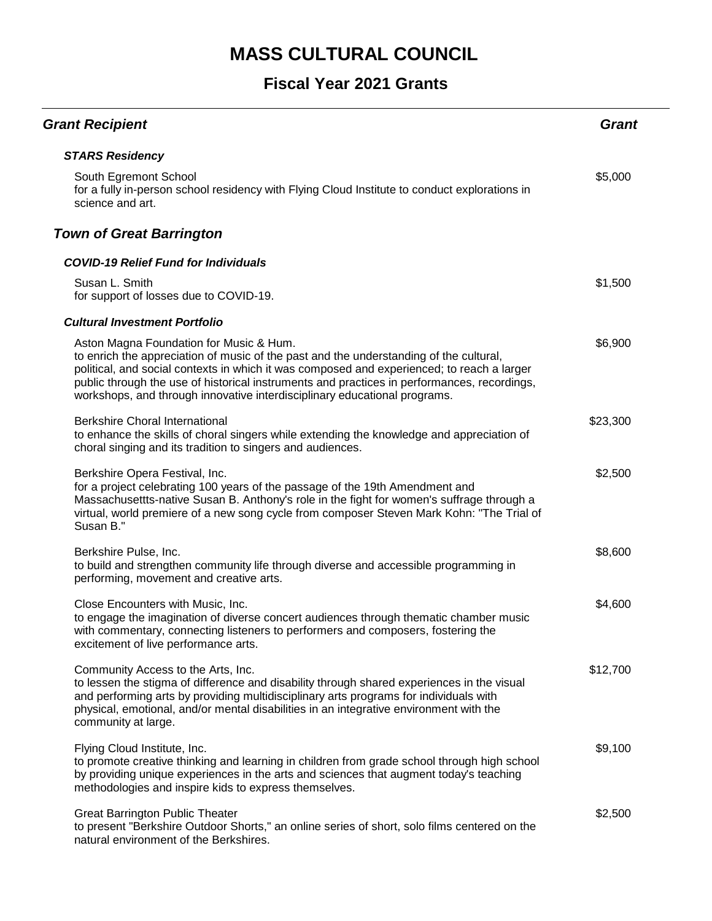# MASS CULTURAL COUNCIL

## Fiscal Year 2021 Grants

| *Grant Recipient* | *Grant* |
|---|---|
| ***STARS Residency*** | |
| South Egremont School<br>for a fully in-person school residency with Flying Cloud Institute to conduct explorations in science and art. | $5,000 |
| ***Town of Great Barrington*** | |
| ***COVID-19 Relief Fund for Individuals*** | |
| Susan L. Smith<br>for support of losses due to COVID-19. | $1,500 |
| ***Cultural Investment Portfolio*** | |
| Aston Magna Foundation for Music & Hum.<br>to enrich the appreciation of music of the past and the understanding of the cultural, political, and social contexts in which it was composed and experienced; to reach a larger public through the use of historical instruments and practices in performances, recordings, workshops, and through innovative interdisciplinary educational programs. | $6,900 |
| Berkshire Choral International<br>to enhance the skills of choral singers while extending the knowledge and appreciation of choral singing and its tradition to singers and audiences. | $23,300 |
| Berkshire Opera Festival, Inc.<br>for a project celebrating 100 years of the passage of the 19th Amendment and Massachusettts-native Susan B. Anthony's role in the fight for women's suffrage through a virtual, world premiere of a new song cycle from composer Steven Mark Kohn: "The Trial of Susan B." | $2,500 |
| Berkshire Pulse, Inc.<br>to build and strengthen community life through diverse and accessible programming in performing, movement and creative arts. | $8,600 |
| Close Encounters with Music, Inc.<br>to engage the imagination of diverse concert audiences through thematic chamber music with commentary, connecting listeners to performers and composers, fostering the excitement of live performance arts. | $4,600 |
| Community Access to the Arts, Inc.<br>to lessen the stigma of difference and disability through shared experiences in the visual and performing arts by providing multidisciplinary arts programs for individuals with physical, emotional, and/or mental disabilities in an integrative environment with the community at large. | $12,700 |
| Flying Cloud Institute, Inc.<br>to promote creative thinking and learning in children from grade school through high school by providing unique experiences in the arts and sciences that augment today's teaching methodologies and inspire kids to express themselves. | $9,100 |
| Great Barrington Public Theater<br>to present "Berkshire Outdoor Shorts," an online series of short, solo films centered on the natural environment of the Berkshires. | $2,500 |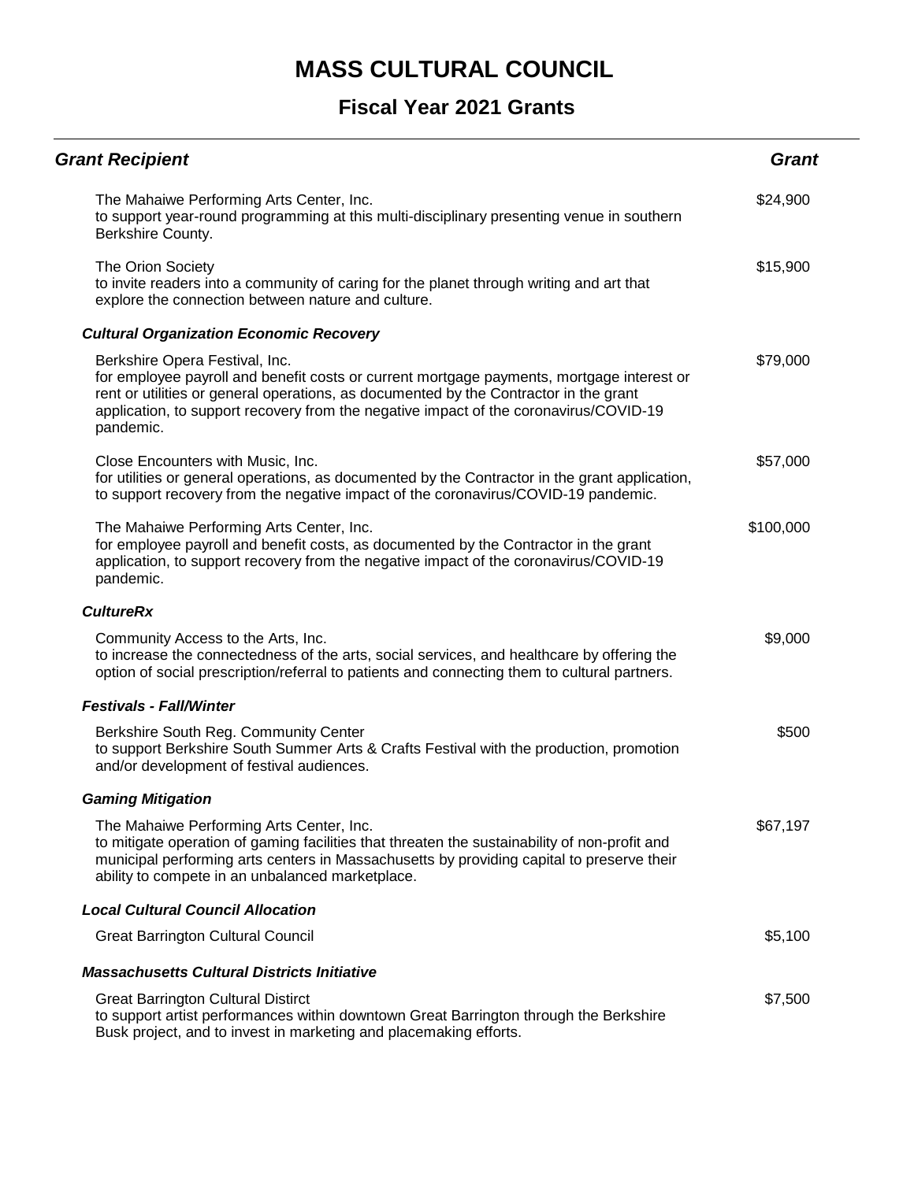# MASS CULTURAL COUNCIL

## Fiscal Year 2021 Grants

| Grant Recipient | Grant |
| --- | --- |
| The Mahaiwe Performing Arts Center, Inc.<br>to support year-round programming at this multi-disciplinary presenting venue in southern Berkshire County. | $24,900 |
| The Orion Society<br>to invite readers into a community of caring for the planet through writing and art that explore the connection between nature and culture. | $15,900 |
| ***Cultural Organization Economic Recovery*** | |
| Berkshire Opera Festival, Inc.<br>for employee payroll and benefit costs or current mortgage payments, mortgage interest or rent or utilities or general operations, as documented by the Contractor in the grant application, to support recovery from the negative impact of the coronavirus/COVID-19 pandemic. | $79,000 |
| Close Encounters with Music, Inc.<br>for utilities or general operations, as documented by the Contractor in the grant application, to support recovery from the negative impact of the coronavirus/COVID-19 pandemic. | $57,000 |
| The Mahaiwe Performing Arts Center, Inc.<br>for employee payroll and benefit costs, as documented by the Contractor in the grant application, to support recovery from the negative impact of the coronavirus/COVID-19 pandemic. | $100,000 |
| ***CultureRx*** | |
| Community Access to the Arts, Inc.<br>to increase the connectedness of the arts, social services, and healthcare by offering the option of social prescription/referral to patients and connecting them to cultural partners. | $9,000 |
| ***Festivals - Fall/Winter*** | |
| Berkshire South Reg. Community Center<br>to support Berkshire South Summer Arts & Crafts Festival with the production, promotion and/or development of festival audiences. | $500 |
| ***Gaming Mitigation*** | |
| The Mahaiwe Performing Arts Center, Inc.<br>to mitigate operation of gaming facilities that threaten the sustainability of non-profit and municipal performing arts centers in Massachusetts by providing capital to preserve their ability to compete in an unbalanced marketplace. | $67,197 |
| ***Local Cultural Council Allocation*** | |
| Great Barrington Cultural Council | $5,100 |
| ***Massachusetts Cultural Districts Initiative*** | |
| Great Barrington Cultural Distirct<br>to support artist performances within downtown Great Barrington through the Berkshire Busk project, and to invest in marketing and placemaking efforts. | $7,500 |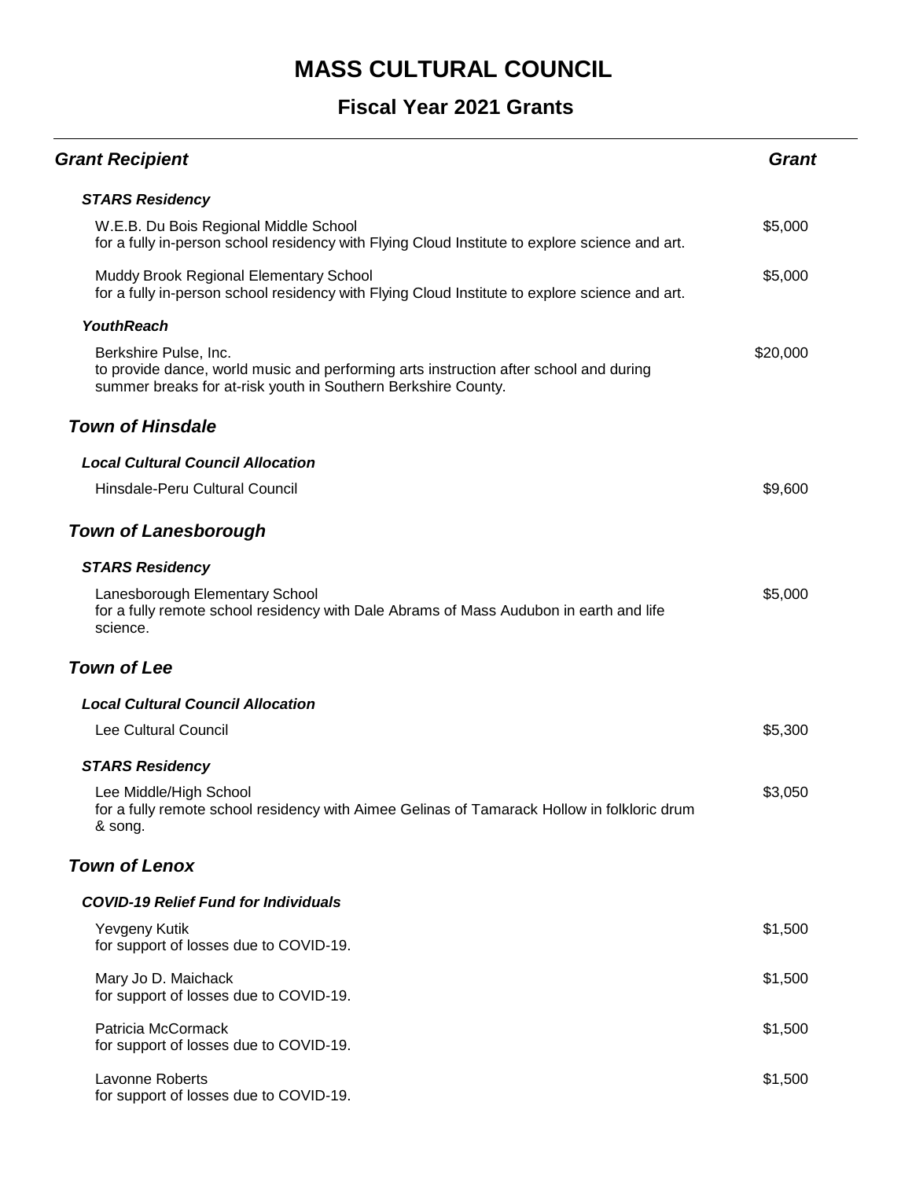# MASS CULTURAL COUNCIL

## Fiscal Year 2021 Grants

| Grant Recipient | Grant |
|---|---|
| ***STARS Residency*** | |
| W.E.B. Du Bois Regional Middle School<br>for a fully in-person school residency with Flying Cloud Institute to explore science and art. | $5,000 |
| Muddy Brook Regional Elementary School<br>for a fully in-person school residency with Flying Cloud Institute to explore science and art. | $5,000 |
| ***YouthReach*** | |
| Berkshire Pulse, Inc.<br>to provide dance, world music and performing arts instruction after school and during summer breaks for at-risk youth in Southern Berkshire County. | $20,000 |

### *Town of Hinsdale*

| | |
|---|---|
| ***Local Cultural Council Allocation*** | |
| Hinsdale-Peru Cultural Council | $9,600 |

### *Town of Lanesborough*

| | |
|---|---|
| ***STARS Residency*** | |
| Lanesborough Elementary School<br>for a fully remote school residency with Dale Abrams of Mass Audubon in earth and life science. | $5,000 |

### *Town of Lee*

| | |
|---|---|
| ***Local Cultural Council Allocation*** | |
| Lee Cultural Council | $5,300 |
| ***STARS Residency*** | |
| Lee Middle/High School<br>for a fully remote school residency with Aimee Gelinas of Tamarack Hollow in folkloric drum & song. | $3,050 |

### *Town of Lenox*

| | |
|---|---|
| ***COVID-19 Relief Fund for Individuals*** | |
| Yevgeny Kutik<br>for support of losses due to COVID-19. | $1,500 |
| Mary Jo D. Maichack<br>for support of losses due to COVID-19. | $1,500 |
| Patricia McCormack<br>for support of losses due to COVID-19. | $1,500 |
| Lavonne Roberts<br>for support of losses due to COVID-19. | $1,500 |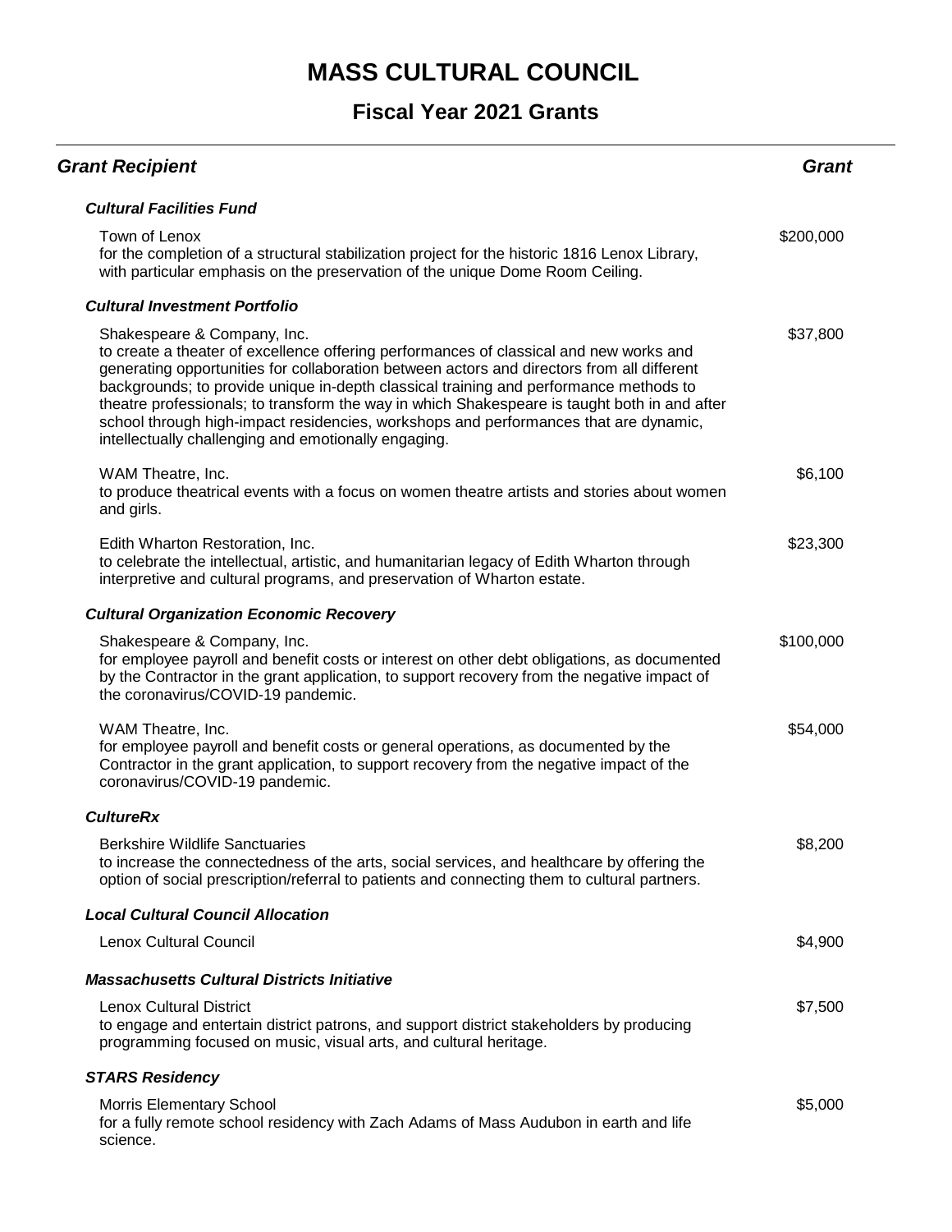# MASS CULTURAL COUNCIL

## Fiscal Year 2021 Grants

| ***Grant Recipient*** | ***Grant*** |
|---|---|
| ***Cultural Facilities Fund*** | |
| Town of Lenox<br>for the completion of a structural stabilization project for the historic 1816 Lenox Library, with particular emphasis on the preservation of the unique Dome Room Ceiling. | \$200,000 |
| ***Cultural Investment Portfolio*** | |
| Shakespeare & Company, Inc.<br>to create a theater of excellence offering performances of classical and new works and generating opportunities for collaboration between actors and directors from all different backgrounds; to provide unique in-depth classical training and performance methods to theatre professionals; to transform the way in which Shakespeare is taught both in and after school through high-impact residencies, workshops and performances that are dynamic, intellectually challenging and emotionally engaging. | \$37,800 |
| WAM Theatre, Inc.<br>to produce theatrical events with a focus on women theatre artists and stories about women and girls. | \$6,100 |
| Edith Wharton Restoration, Inc.<br>to celebrate the intellectual, artistic, and humanitarian legacy of Edith Wharton through interpretive and cultural programs, and preservation of Wharton estate. | \$23,300 |
| ***Cultural Organization Economic Recovery*** | |
| Shakespeare & Company, Inc.<br>for employee payroll and benefit costs or interest on other debt obligations, as documented by the Contractor in the grant application, to support recovery from the negative impact of the coronavirus/COVID-19 pandemic. | \$100,000 |
| WAM Theatre, Inc.<br>for employee payroll and benefit costs or general operations, as documented by the Contractor in the grant application, to support recovery from the negative impact of the coronavirus/COVID-19 pandemic. | \$54,000 |
| ***CultureRx*** | |
| Berkshire Wildlife Sanctuaries<br>to increase the connectedness of the arts, social services, and healthcare by offering the option of social prescription/referral to patients and connecting them to cultural partners. | \$8,200 |
| ***Local Cultural Council Allocation*** | |
| Lenox Cultural Council | \$4,900 |
| ***Massachusetts Cultural Districts Initiative*** | |
| Lenox Cultural District<br>to engage and entertain district patrons, and support district stakeholders by producing programming focused on music, visual arts, and cultural heritage. | \$7,500 |
| ***STARS Residency*** | |
| Morris Elementary School<br>for a fully remote school residency with Zach Adams of Mass Audubon in earth and life science. | \$5,000 |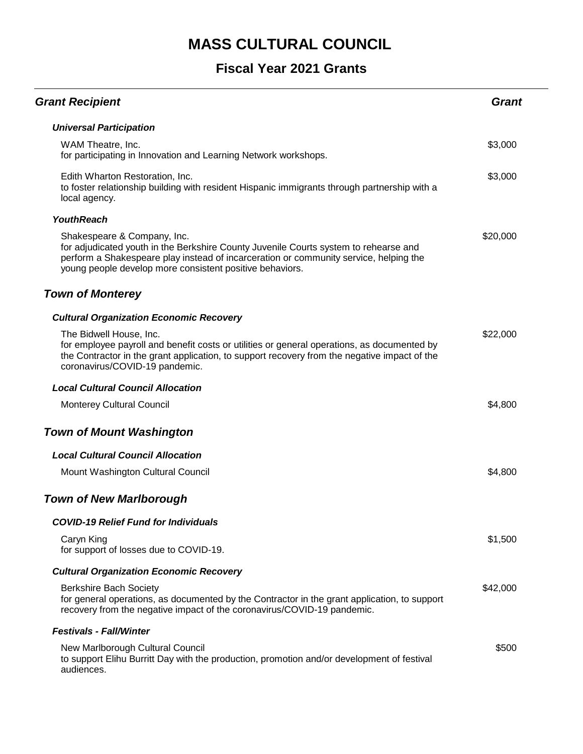# MASS CULTURAL COUNCIL

## Fiscal Year 2021 Grants

| *Grant Recipient* | *Grant* |
|---|---|
| ***Universal Participation*** | |
| WAM Theatre, Inc.<br>for participating in Innovation and Learning Network workshops. | $3,000 |
| Edith Wharton Restoration, Inc.<br>to foster relationship building with resident Hispanic immigrants through partnership with a local agency. | $3,000 |
| ***YouthReach*** | |
| Shakespeare & Company, Inc.<br>for adjudicated youth in the Berkshire County Juvenile Courts system to rehearse and perform a Shakespeare play instead of incarceration or community service, helping the young people develop more consistent positive behaviors. | $20,000 |

### *Town of Monterey*

| | |
|---|---|
| ***Cultural Organization Economic Recovery*** | |
| The Bidwell House, Inc.<br>for employee payroll and benefit costs or utilities or general operations, as documented by the Contractor in the grant application, to support recovery from the negative impact of the coronavirus/COVID-19 pandemic. | $22,000 |
| ***Local Cultural Council Allocation*** | |
| Monterey Cultural Council | $4,800 |

### *Town of Mount Washington*

| | |
|---|---|
| ***Local Cultural Council Allocation*** | |
| Mount Washington Cultural Council | $4,800 |

### *Town of New Marlborough*

| | |
|---|---|
| ***COVID-19 Relief Fund for Individuals*** | |
| Caryn King<br>for support of losses due to COVID-19. | $1,500 |
| ***Cultural Organization Economic Recovery*** | |
| Berkshire Bach Society<br>for general operations, as documented by the Contractor in the grant application, to support recovery from the negative impact of the coronavirus/COVID-19 pandemic. | $42,000 |
| ***Festivals - Fall/Winter*** | |
| New Marlborough Cultural Council<br>to support Elihu Burritt Day with the production, promotion and/or development of festival audiences. | $500 |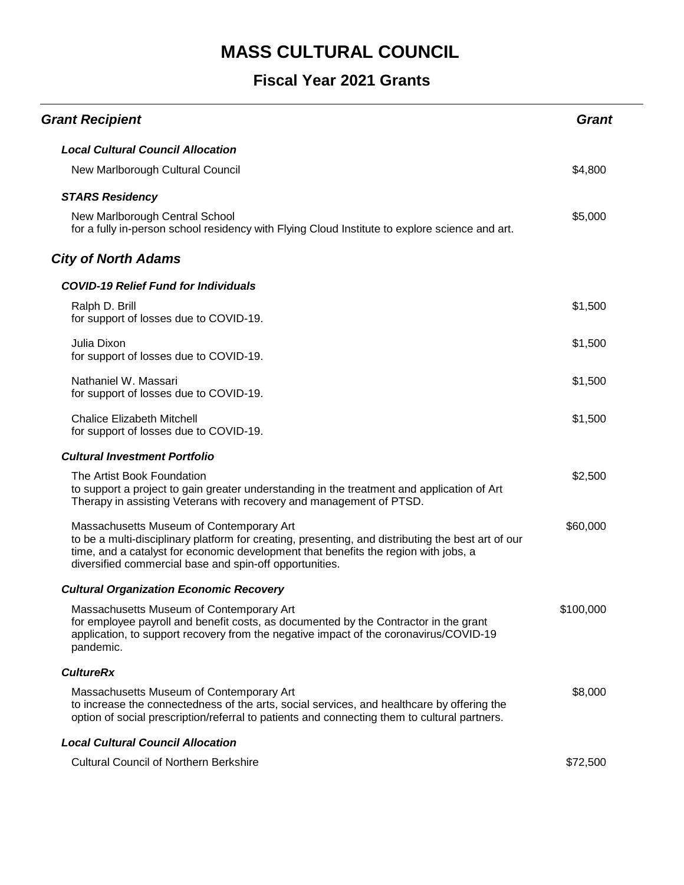# MASS CULTURAL COUNCIL

## Fiscal Year 2021 Grants

| Grant Recipient | Grant |
|---|---|
| ***Local Cultural Council Allocation*** | |
| New Marlborough Cultural Council | $4,800 |
| ***STARS Residency*** | |
| New Marlborough Central School<br>for a fully in-person school residency with Flying Cloud Institute to explore science and art. | $5,000 |
| ***City of North Adams*** | |
| ***COVID-19 Relief Fund for Individuals*** | |
| Ralph D. Brill<br>for support of losses due to COVID-19. | $1,500 |
| Julia Dixon<br>for support of losses due to COVID-19. | $1,500 |
| Nathaniel W. Massari<br>for support of losses due to COVID-19. | $1,500 |
| Chalice Elizabeth Mitchell<br>for support of losses due to COVID-19. | $1,500 |
| ***Cultural Investment Portfolio*** | |
| The Artist Book Foundation<br>to support a project to gain greater understanding in the treatment and application of Art Therapy in assisting Veterans with recovery and management of PTSD. | $2,500 |
| Massachusetts Museum of Contemporary Art<br>to be a multi-disciplinary platform for creating, presenting, and distributing the best art of our time, and a catalyst for economic development that benefits the region with jobs, a diversified commercial base and spin-off opportunities. | $60,000 |
| ***Cultural Organization Economic Recovery*** | |
| Massachusetts Museum of Contemporary Art<br>for employee payroll and benefit costs, as documented by the Contractor in the grant application, to support recovery from the negative impact of the coronavirus/COVID-19 pandemic. | $100,000 |
| ***CultureRx*** | |
| Massachusetts Museum of Contemporary Art<br>to increase the connectedness of the arts, social services, and healthcare by offering the option of social prescription/referral to patients and connecting them to cultural partners. | $8,000 |
| ***Local Cultural Council Allocation*** | |
| Cultural Council of Northern Berkshire | $72,500 |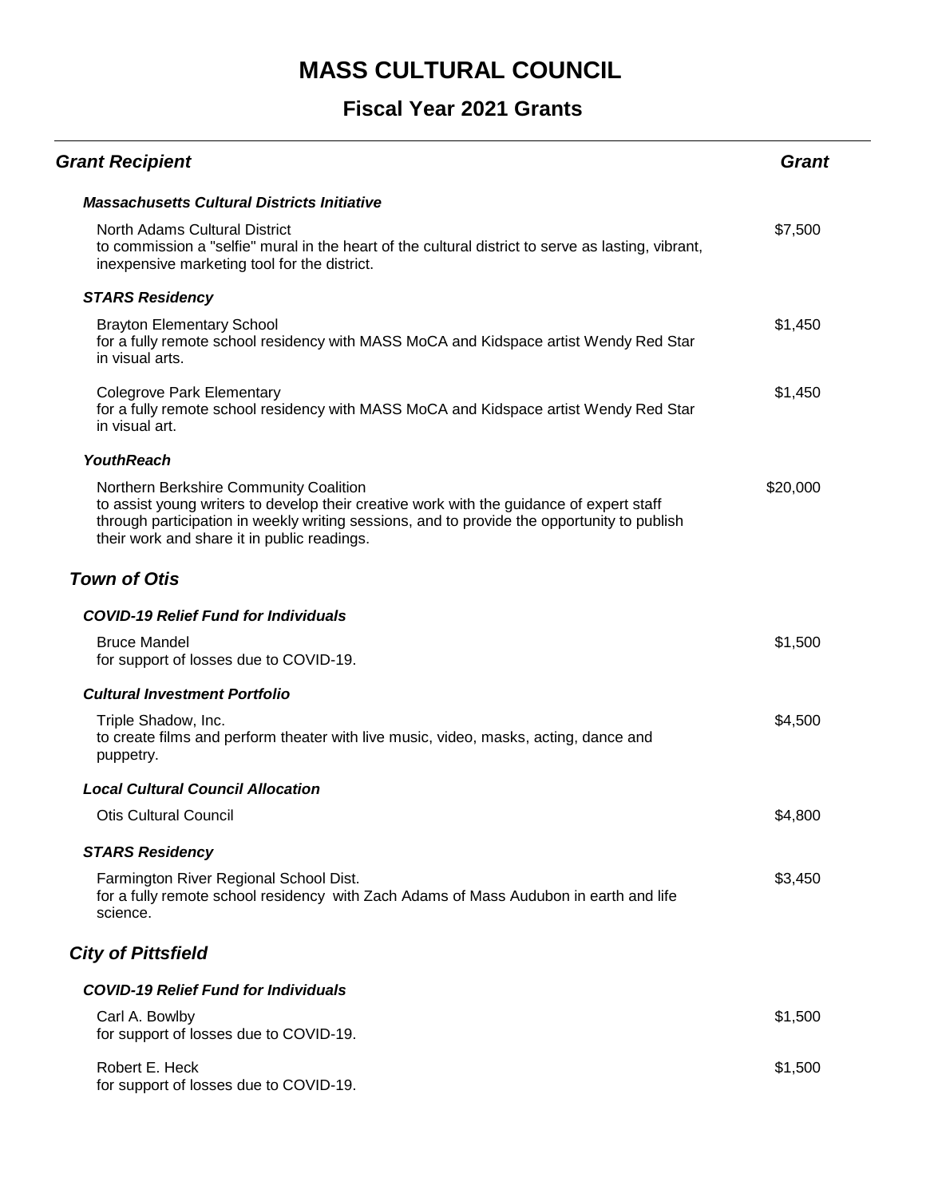# MASS CULTURAL COUNCIL

## Fiscal Year 2021 Grants

| Grant Recipient | Grant |
|---|---|

***Massachusetts Cultural Districts Initiative***

North Adams Cultural District — $7,500
to commission a "selfie" mural in the heart of the cultural district to serve as lasting, vibrant, inexpensive marketing tool for the district.

***STARS Residency***

Brayton Elementary School — $1,450
for a fully remote school residency with MASS MoCA and Kidspace artist Wendy Red Star in visual arts.

Colegrove Park Elementary — $1,450
for a fully remote school residency with MASS MoCA and Kidspace artist Wendy Red Star in visual art.

***YouthReach***

Northern Berkshire Community Coalition — $20,000
to assist young writers to develop their creative work with the guidance of expert staff through participation in weekly writing sessions, and to provide the opportunity to publish their work and share it in public readings.

### *Town of Otis*

***COVID-19 Relief Fund for Individuals***

Bruce Mandel — $1,500
for support of losses due to COVID-19.

***Cultural Investment Portfolio***

Triple Shadow, Inc. — $4,500
to create films and perform theater with live music, video, masks, acting, dance and puppetry.

***Local Cultural Council Allocation***

Otis Cultural Council — $4,800

***STARS Residency***

Farmington River Regional School Dist. — $3,450
for a fully remote school residency with Zach Adams of Mass Audubon in earth and life science.

### *City of Pittsfield*

***COVID-19 Relief Fund for Individuals***

Carl A. Bowlby — $1,500
for support of losses due to COVID-19.

Robert E. Heck — $1,500
for support of losses due to COVID-19.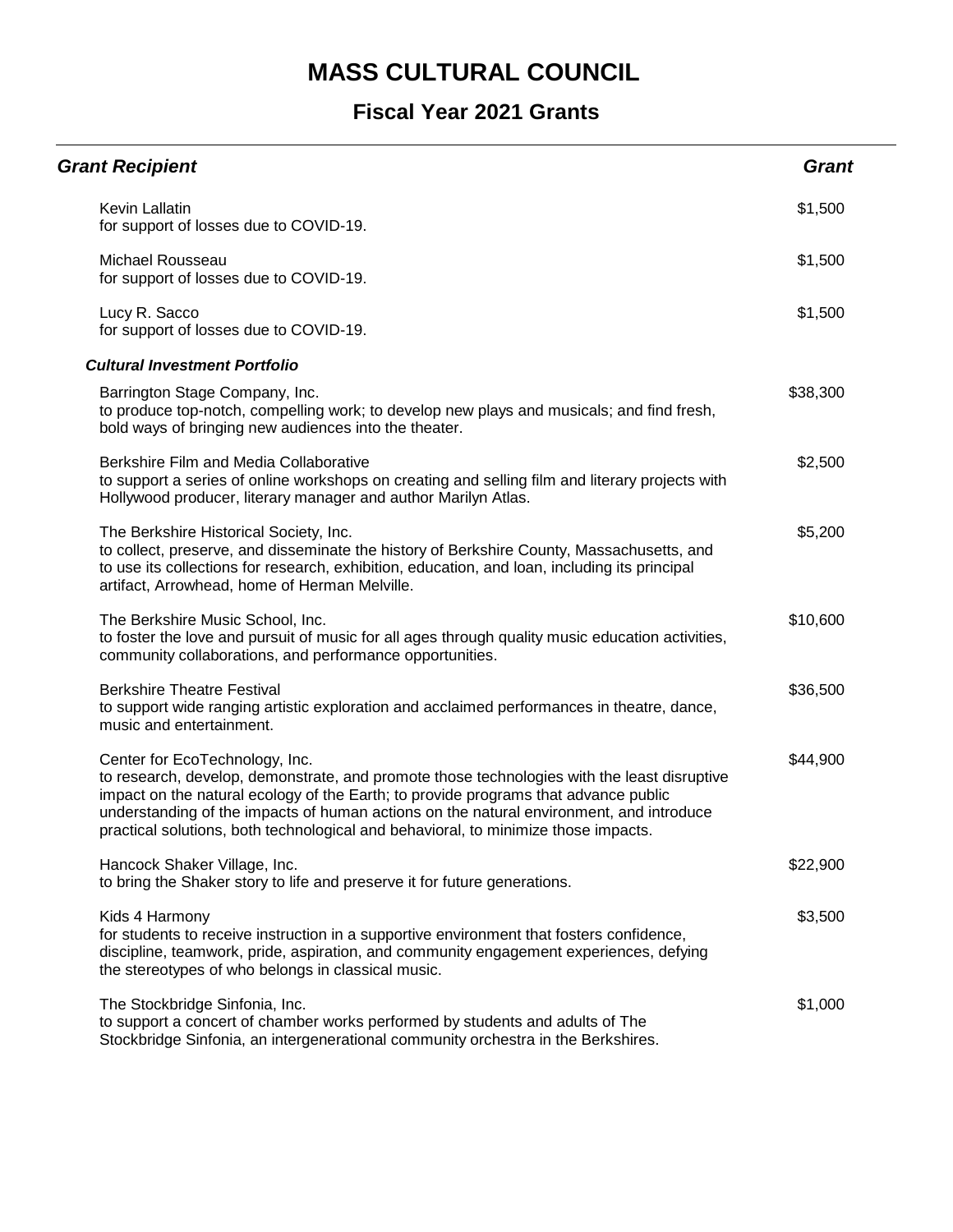# MASS CULTURAL COUNCIL

## Fiscal Year 2021 Grants

| *Grant Recipient* | *Grant* |
|---|---|
| Kevin Lallatin<br>for support of losses due to COVID-19. | $1,500 |
| Michael Rousseau<br>for support of losses due to COVID-19. | $1,500 |
| Lucy R. Sacco<br>for support of losses due to COVID-19. | $1,500 |
| ***Cultural Investment Portfolio*** | |
| Barrington Stage Company, Inc.<br>to produce top-notch, compelling work; to develop new plays and musicals; and find fresh, bold ways of bringing new audiences into the theater. | $38,300 |
| Berkshire Film and Media Collaborative<br>to support a series of online workshops on creating and selling film and literary projects with Hollywood producer, literary manager and author Marilyn Atlas. | $2,500 |
| The Berkshire Historical Society, Inc.<br>to collect, preserve, and disseminate the history of Berkshire County, Massachusetts, and to use its collections for research, exhibition, education, and loan, including its principal artifact, Arrowhead, home of Herman Melville. | $5,200 |
| The Berkshire Music School, Inc.<br>to foster the love and pursuit of music for all ages through quality music education activities, community collaborations, and performance opportunities. | $10,600 |
| Berkshire Theatre Festival<br>to support wide ranging artistic exploration and acclaimed performances in theatre, dance, music and entertainment. | $36,500 |
| Center for EcoTechnology, Inc.<br>to research, develop, demonstrate, and promote those technologies with the least disruptive impact on the natural ecology of the Earth; to provide programs that advance public understanding of the impacts of human actions on the natural environment, and introduce practical solutions, both technological and behavioral, to minimize those impacts. | $44,900 |
| Hancock Shaker Village, Inc.<br>to bring the Shaker story to life and preserve it for future generations. | $22,900 |
| Kids 4 Harmony<br>for students to receive instruction in a supportive environment that fosters confidence, discipline, teamwork, pride, aspiration, and community engagement experiences, defying the stereotypes of who belongs in classical music. | $3,500 |
| The Stockbridge Sinfonia, Inc.<br>to support a concert of chamber works performed by students and adults of The Stockbridge Sinfonia, an intergenerational community orchestra in the Berkshires. | $1,000 |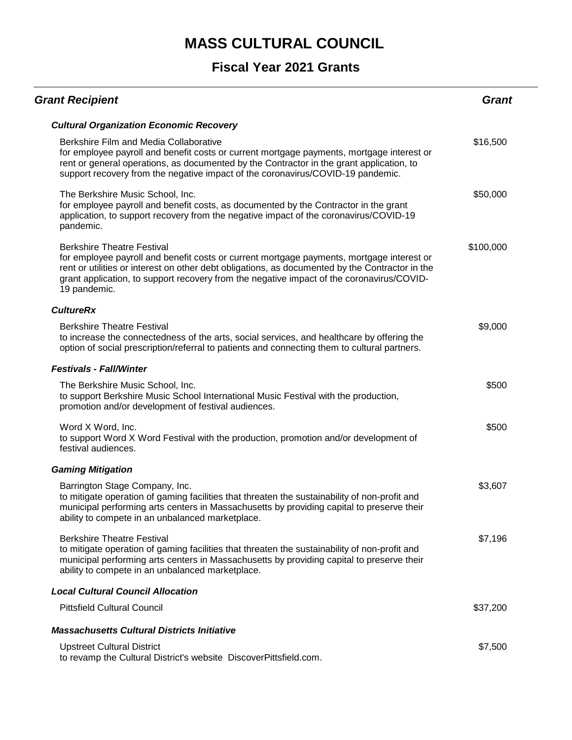# MASS CULTURAL COUNCIL

## Fiscal Year 2021 Grants

| *Grant Recipient* | *Grant* |
|---|---|
| ***Cultural Organization Economic Recovery*** | |
| Berkshire Film and Media Collaborative<br>for employee payroll and benefit costs or current mortgage payments, mortgage interest or rent or general operations, as documented by the Contractor in the grant application, to support recovery from the negative impact of the coronavirus/COVID-19 pandemic. | $16,500 |
| The Berkshire Music School, Inc.<br>for employee payroll and benefit costs, as documented by the Contractor in the grant application, to support recovery from the negative impact of the coronavirus/COVID-19 pandemic. | $50,000 |
| Berkshire Theatre Festival<br>for employee payroll and benefit costs or current mortgage payments, mortgage interest or rent or utilities or interest on other debt obligations, as documented by the Contractor in the grant application, to support recovery from the negative impact of the coronavirus/COVID-19 pandemic. | $100,000 |
| ***CultureRx*** | |
| Berkshire Theatre Festival<br>to increase the connectedness of the arts, social services, and healthcare by offering the option of social prescription/referral to patients and connecting them to cultural partners. | $9,000 |
| ***Festivals - Fall/Winter*** | |
| The Berkshire Music School, Inc.<br>to support Berkshire Music School International Music Festival with the production, promotion and/or development of festival audiences. | $500 |
| Word X Word, Inc.<br>to support Word X Word Festival with the production, promotion and/or development of festival audiences. | $500 |
| ***Gaming Mitigation*** | |
| Barrington Stage Company, Inc.<br>to mitigate operation of gaming facilities that threaten the sustainability of non-profit and municipal performing arts centers in Massachusetts by providing capital to preserve their ability to compete in an unbalanced marketplace. | $3,607 |
| Berkshire Theatre Festival<br>to mitigate operation of gaming facilities that threaten the sustainability of non-profit and municipal performing arts centers in Massachusetts by providing capital to preserve their ability to compete in an unbalanced marketplace. | $7,196 |
| ***Local Cultural Council Allocation*** | |
| Pittsfield Cultural Council | $37,200 |
| ***Massachusetts Cultural Districts Initiative*** | |
| Upstreet Cultural District<br>to revamp the Cultural District's website DiscoverPittsfield.com. | $7,500 |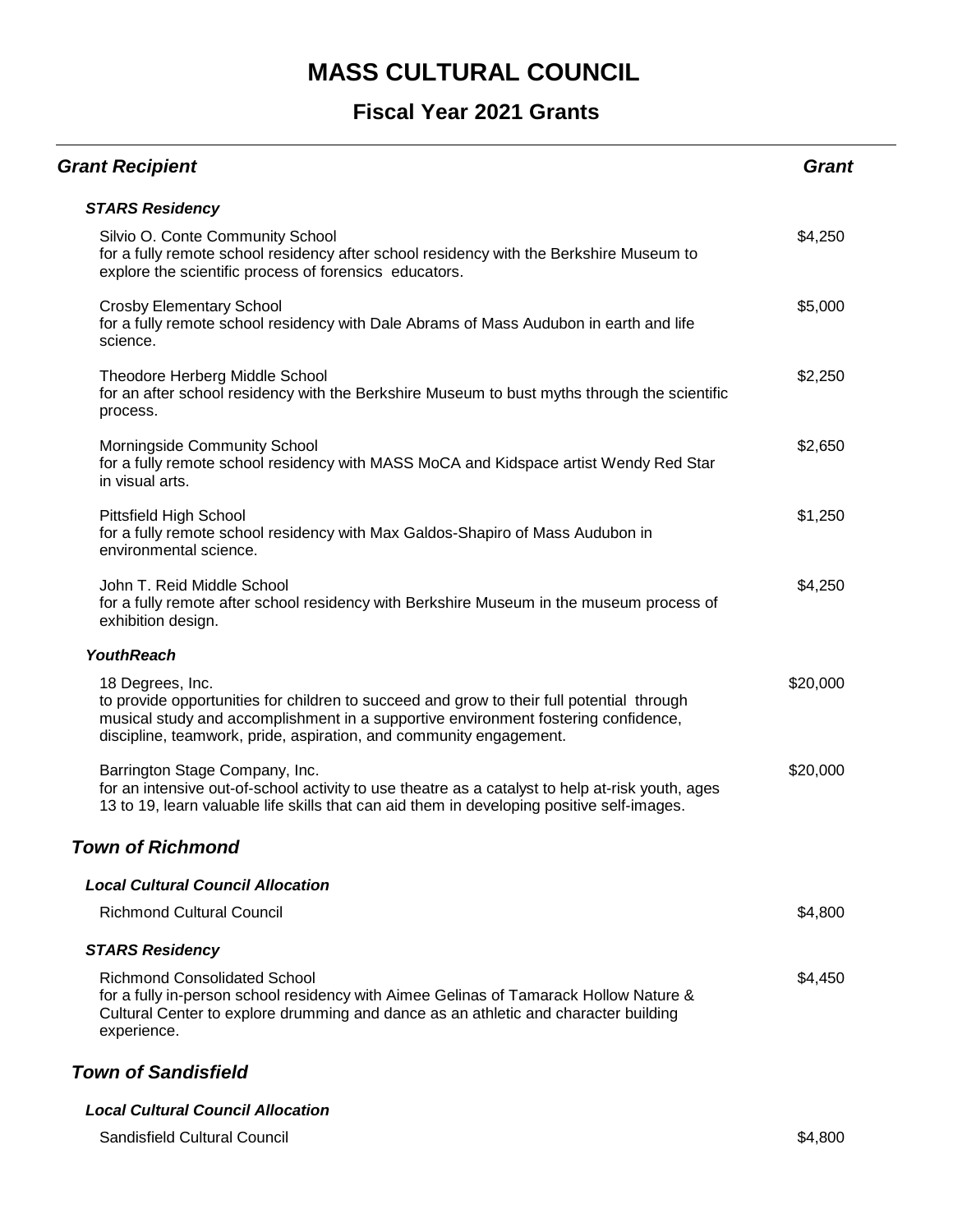# MASS CULTURAL COUNCIL

## Fiscal Year 2021 Grants

| *Grant Recipient* | *Grant* |
|---|---|
| ***STARS Residency*** | |
| Silvio O. Conte Community School<br>for a fully remote school residency after school residency with the Berkshire Museum to explore the scientific process of forensics educators. | $4,250 |
| Crosby Elementary School<br>for a fully remote school residency with Dale Abrams of Mass Audubon in earth and life science. | $5,000 |
| Theodore Herberg Middle School<br>for an after school residency with the Berkshire Museum to bust myths through the scientific process. | $2,250 |
| Morningside Community School<br>for a fully remote school residency with MASS MoCA and Kidspace artist Wendy Red Star in visual arts. | $2,650 |
| Pittsfield High School<br>for a fully remote school residency with Max Galdos-Shapiro of Mass Audubon in environmental science. | $1,250 |
| John T. Reid Middle School<br>for a fully remote after school residency with Berkshire Museum in the museum process of exhibition design. | $4,250 |
| ***YouthReach*** | |
| 18 Degrees, Inc.<br>to provide opportunities for children to succeed and grow to their full potential through musical study and accomplishment in a supportive environment fostering confidence, discipline, teamwork, pride, aspiration, and community engagement. | $20,000 |
| Barrington Stage Company, Inc.<br>for an intensive out-of-school activity to use theatre as a catalyst to help at-risk youth, ages 13 to 19, learn valuable life skills that can aid them in developing positive self-images. | $20,000 |
| ***Town of Richmond*** | |
| ***Local Cultural Council Allocation*** | |
| Richmond Cultural Council | $4,800 |
| ***STARS Residency*** | |
| Richmond Consolidated School<br>for a fully in-person school residency with Aimee Gelinas of Tamarack Hollow Nature & Cultural Center to explore drumming and dance as an athletic and character building experience. | $4,450 |
| ***Town of Sandisfield*** | |
| ***Local Cultural Council Allocation*** | |
| Sandisfield Cultural Council | $4,800 |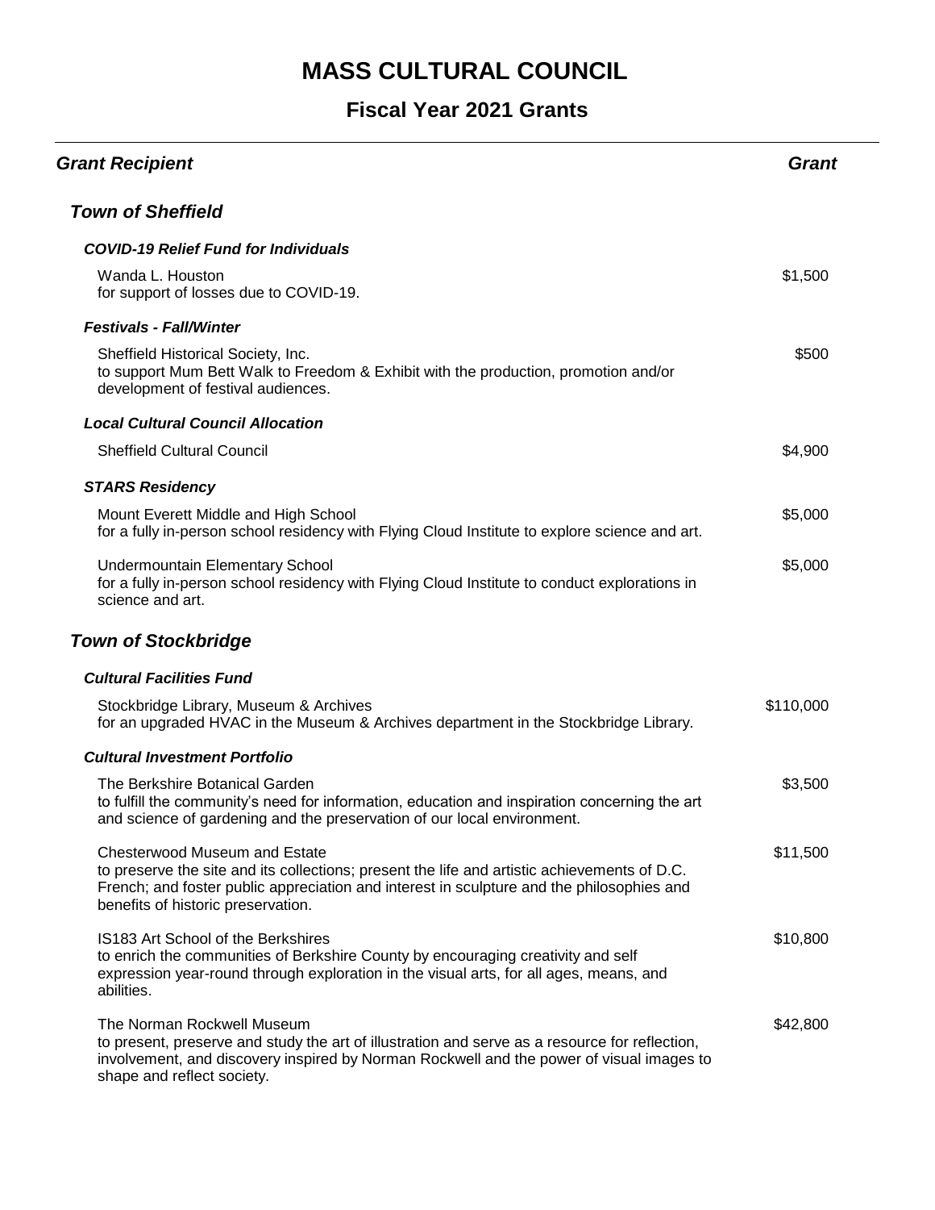# MASS CULTURAL COUNCIL

## Fiscal Year 2021 Grants

| Grant Recipient | Grant |
| --- | --- |
| ***Town of Sheffield*** | |
| ***COVID-19 Relief Fund for Individuals*** | |
| Wanda L. Houston<br>for support of losses due to COVID-19. | $1,500 |
| ***Festivals - Fall/Winter*** | |
| Sheffield Historical Society, Inc.<br>to support Mum Bett Walk to Freedom & Exhibit with the production, promotion and/or development of festival audiences. | $500 |
| ***Local Cultural Council Allocation*** | |
| Sheffield Cultural Council | $4,900 |
| ***STARS Residency*** | |
| Mount Everett Middle and High School<br>for a fully in-person school residency with Flying Cloud Institute to explore science and art. | $5,000 |
| Undermountain Elementary School<br>for a fully in-person school residency with Flying Cloud Institute to conduct explorations in science and art. | $5,000 |
| ***Town of Stockbridge*** | |
| ***Cultural Facilities Fund*** | |
| Stockbridge Library, Museum & Archives<br>for an upgraded HVAC in the Museum & Archives department in the Stockbridge Library. | $110,000 |
| ***Cultural Investment Portfolio*** | |
| The Berkshire Botanical Garden<br>to fulfill the community's need for information, education and inspiration concerning the art and science of gardening and the preservation of our local environment. | $3,500 |
| Chesterwood Museum and Estate<br>to preserve the site and its collections; present the life and artistic achievements of D.C. French; and foster public appreciation and interest in sculpture and the philosophies and benefits of historic preservation. | $11,500 |
| IS183 Art School of the Berkshires<br>to enrich the communities of Berkshire County by encouraging creativity and self expression year-round through exploration in the visual arts, for all ages, means, and abilities. | $10,800 |
| The Norman Rockwell Museum<br>to present, preserve and study the art of illustration and serve as a resource for reflection, involvement, and discovery inspired by Norman Rockwell and the power of visual images to shape and reflect society. | $42,800 |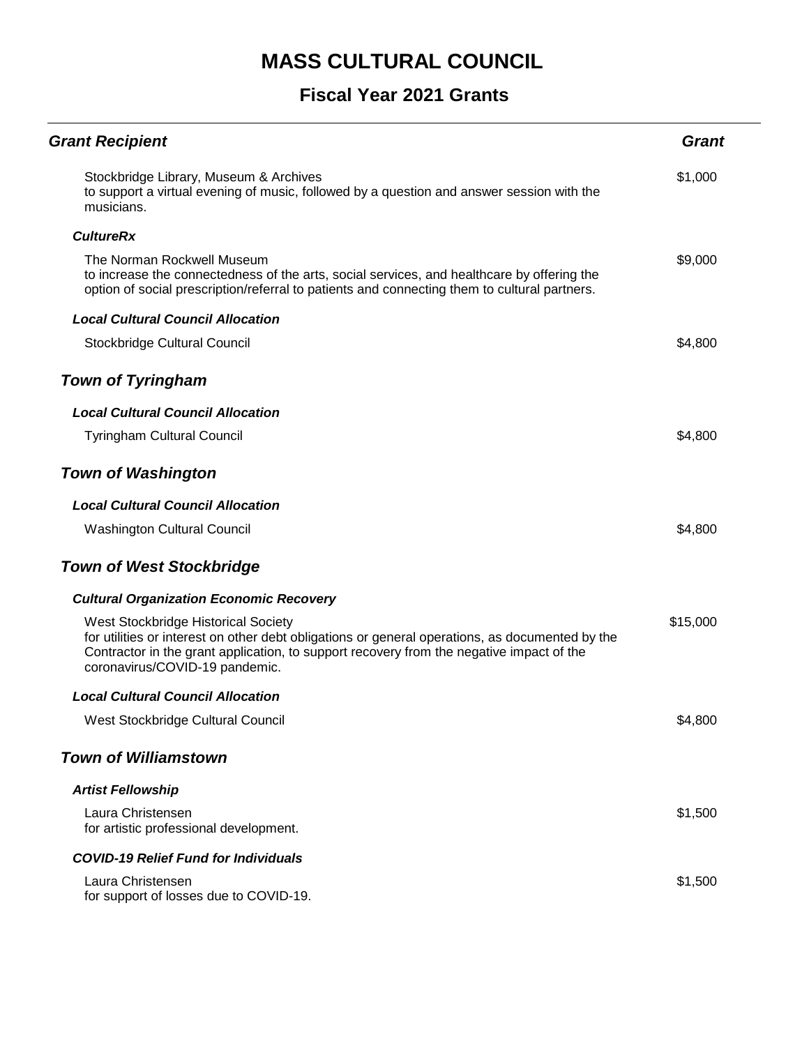# MASS CULTURAL COUNCIL

## Fiscal Year 2021 Grants

| *Grant Recipient* | *Grant* |
|---|---|
| Stockbridge Library, Museum & Archives<br>to support a virtual evening of music, followed by a question and answer session with the musicians. | $1,000 |
| ***CultureRx*** | |
| The Norman Rockwell Museum<br>to increase the connectedness of the arts, social services, and healthcare by offering the option of social prescription/referral to patients and connecting them to cultural partners. | $9,000 |
| ***Local Cultural Council Allocation*** | |
| Stockbridge Cultural Council | $4,800 |

### *Town of Tyringham*

| | |
|---|---|
| ***Local Cultural Council Allocation*** | |
| Tyringham Cultural Council | $4,800 |

### *Town of Washington*

| | |
|---|---|
| ***Local Cultural Council Allocation*** | |
| Washington Cultural Council | $4,800 |

### *Town of West Stockbridge*

| | |
|---|---|
| ***Cultural Organization Economic Recovery*** | |
| West Stockbridge Historical Society<br>for utilities or interest on other debt obligations or general operations, as documented by the Contractor in the grant application, to support recovery from the negative impact of the coronavirus/COVID-19 pandemic. | $15,000 |
| ***Local Cultural Council Allocation*** | |
| West Stockbridge Cultural Council | $4,800 |

### *Town of Williamstown*

| | |
|---|---|
| ***Artist Fellowship*** | |
| Laura Christensen<br>for artistic professional development. | $1,500 |
| ***COVID-19 Relief Fund for Individuals*** | |
| Laura Christensen<br>for support of losses due to COVID-19. | $1,500 |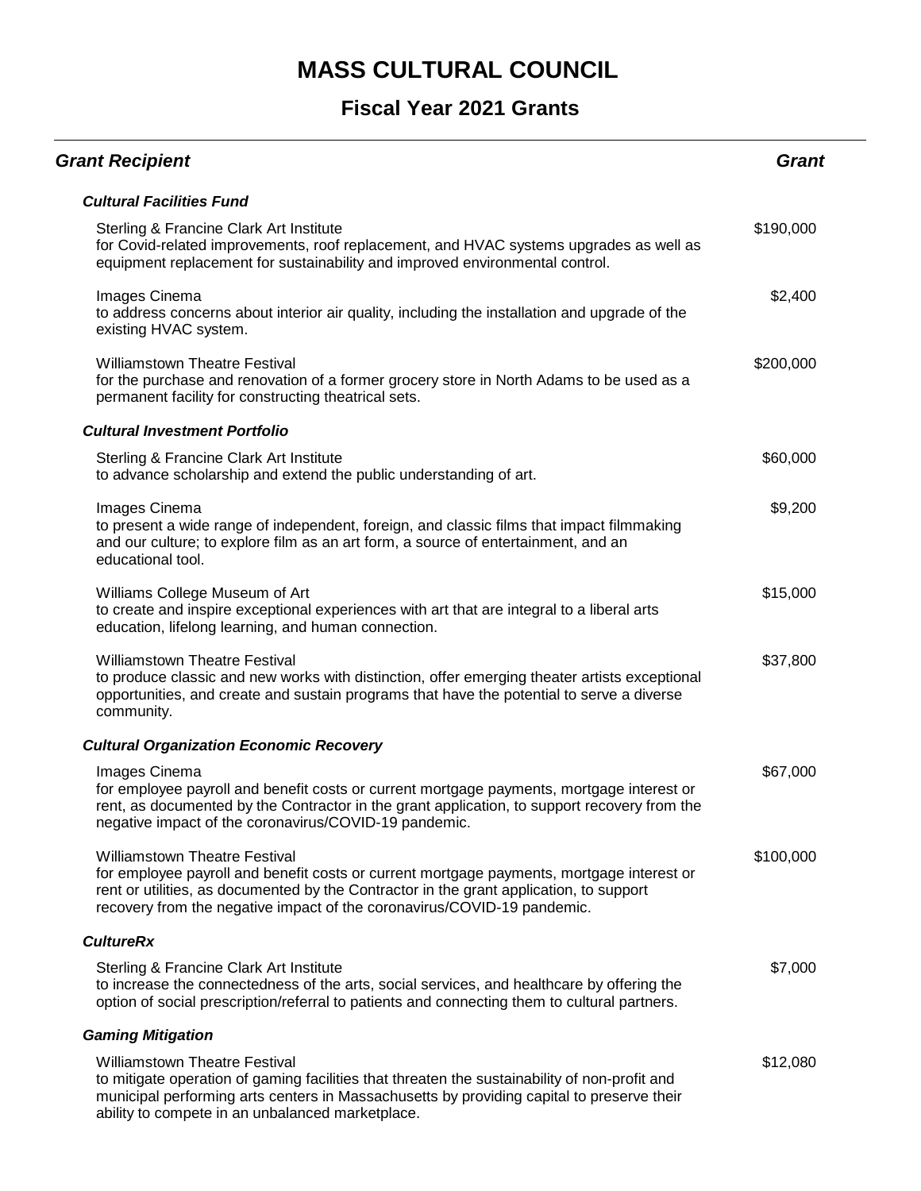# MASS CULTURAL COUNCIL

## Fiscal Year 2021 Grants

| *Grant Recipient* | *Grant* |
|---|---|
| ***Cultural Facilities Fund*** | |
| Sterling & Francine Clark Art Institute<br>for Covid-related improvements, roof replacement, and HVAC systems upgrades as well as equipment replacement for sustainability and improved environmental control. | $190,000 |
| Images Cinema<br>to address concerns about interior air quality, including the installation and upgrade of the existing HVAC system. | $2,400 |
| Williamstown Theatre Festival<br>for the purchase and renovation of a former grocery store in North Adams to be used as a permanent facility for constructing theatrical sets. | $200,000 |
| ***Cultural Investment Portfolio*** | |
| Sterling & Francine Clark Art Institute<br>to advance scholarship and extend the public understanding of art. | $60,000 |
| Images Cinema<br>to present a wide range of independent, foreign, and classic films that impact filmmaking and our culture; to explore film as an art form, a source of entertainment, and an educational tool. | $9,200 |
| Williams College Museum of Art<br>to create and inspire exceptional experiences with art that are integral to a liberal arts education, lifelong learning, and human connection. | $15,000 |
| Williamstown Theatre Festival<br>to produce classic and new works with distinction, offer emerging theater artists exceptional opportunities, and create and sustain programs that have the potential to serve a diverse community. | $37,800 |
| ***Cultural Organization Economic Recovery*** | |
| Images Cinema<br>for employee payroll and benefit costs or current mortgage payments, mortgage interest or rent, as documented by the Contractor in the grant application, to support recovery from the negative impact of the coronavirus/COVID-19 pandemic. | $67,000 |
| Williamstown Theatre Festival<br>for employee payroll and benefit costs or current mortgage payments, mortgage interest or rent or utilities, as documented by the Contractor in the grant application, to support recovery from the negative impact of the coronavirus/COVID-19 pandemic. | $100,000 |
| ***CultureRx*** | |
| Sterling & Francine Clark Art Institute<br>to increase the connectedness of the arts, social services, and healthcare by offering the option of social prescription/referral to patients and connecting them to cultural partners. | $7,000 |
| ***Gaming Mitigation*** | |
| Williamstown Theatre Festival<br>to mitigate operation of gaming facilities that threaten the sustainability of non-profit and municipal performing arts centers in Massachusetts by providing capital to preserve their ability to compete in an unbalanced marketplace. | $12,080 |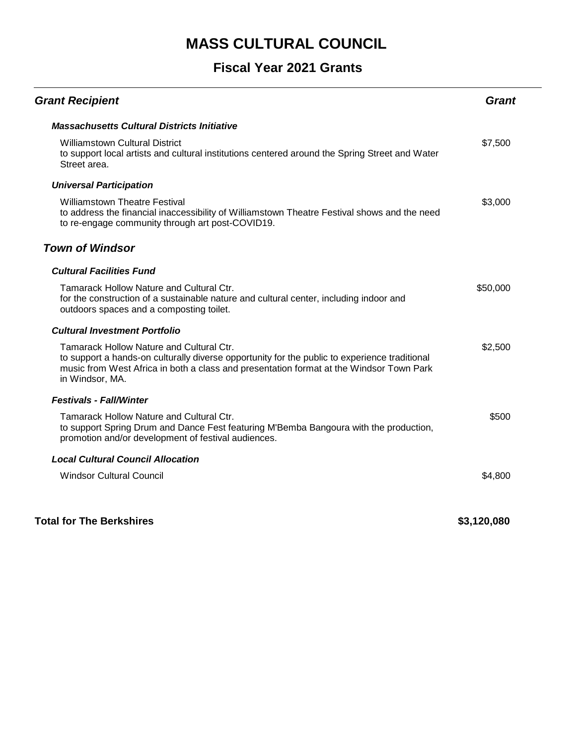# MASS CULTURAL COUNCIL

## Fiscal Year 2021 Grants

| *Grant Recipient* | *Grant* |
|---|---|
| ***Massachusetts Cultural Districts Initiative*** | |
| Williamstown Cultural District<br>to support local artists and cultural institutions centered around the Spring Street and Water Street area. | $7,500 |
| ***Universal Participation*** | |
| Williamstown Theatre Festival<br>to address the financial inaccessibility of Williamstown Theatre Festival shows and the need to re-engage community through art post-COVID19. | $3,000 |
| ***Town of Windsor*** | |
| ***Cultural Facilities Fund*** | |
| Tamarack Hollow Nature and Cultural Ctr.<br>for the construction of a sustainable nature and cultural center, including indoor and outdoors spaces and a composting toilet. | $50,000 |
| ***Cultural Investment Portfolio*** | |
| Tamarack Hollow Nature and Cultural Ctr.<br>to support a hands-on culturally diverse opportunity for the public to experience traditional music from West Africa in both a class and presentation format at the Windsor Town Park in Windsor, MA. | $2,500 |
| ***Festivals - Fall/Winter*** | |
| Tamarack Hollow Nature and Cultural Ctr.<br>to support Spring Drum and Dance Fest featuring M'Bemba Bangoura with the production, promotion and/or development of festival audiences. | $500 |
| ***Local Cultural Council Allocation*** | |
| Windsor Cultural Council | $4,800 |
| **Total for The Berkshires** | **$3,120,080** |